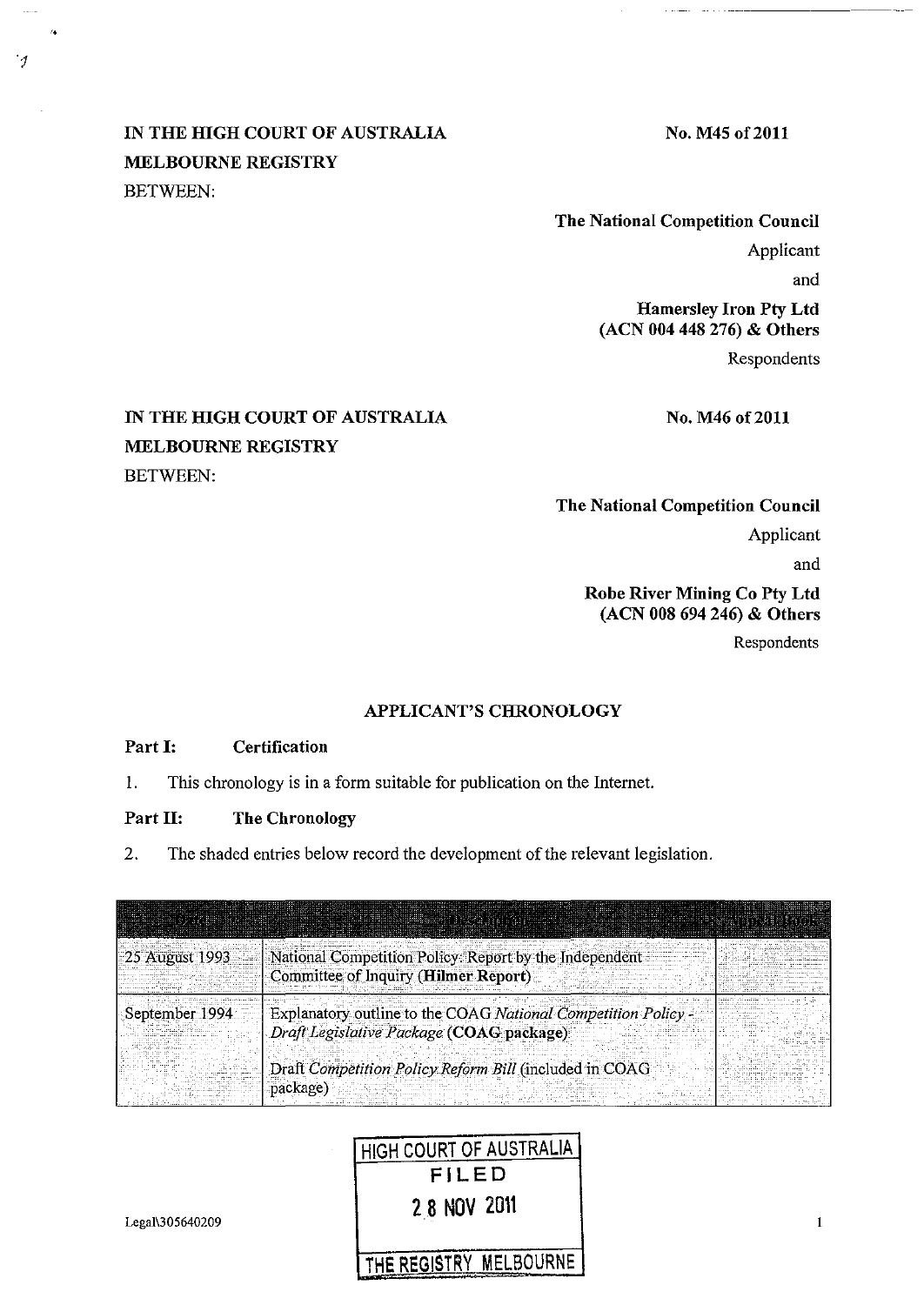**IN THE HIGH COURT OF AUSTRALIA**
**MELBOURNE REGISTRY**
BETWEEN:

**No. M45 of 2011**

**The National Competition Council**
Applicant

and

**Hamersley Iron Pty Ltd**
**(ACN 004 448 276) & Others**
Respondents

**IN THE HIGH COURT OF AUSTRALIA**
**MELBOURNE REGISTRY**
BETWEEN:

**No. M46 of 2011**

**The National Competition Council**
Applicant

and

**Robe River Mining Co Pty Ltd**
**(ACN 008 694 246) & Others**
Respondents

**APPLICANT'S CHRONOLOGY**

**Part I: Certification**

1. This chronology is in a form suitable for publication on the Internet.

**Part II: The Chronology**

2. The shaded entries below record the development of the relevant legislation.

| Date | Description | Appeal Book |
|---|---|---|
| 25 August 1993 | National Competition Policy: Report by the Independent Committee of Inquiry (**Hilmer Report**) | |
| September 1994 | Explanatory outline to the COAG *National Competition Policy - Draft Legislative Package* (**COAG package**)<br><br>Draft *Competition Policy Reform Bill* (included in COAG package) | |

HIGH COURT OF AUSTRALIA
FILED
28 NOV 2011
THE REGISTRY MELBOURNE

Legal\305640209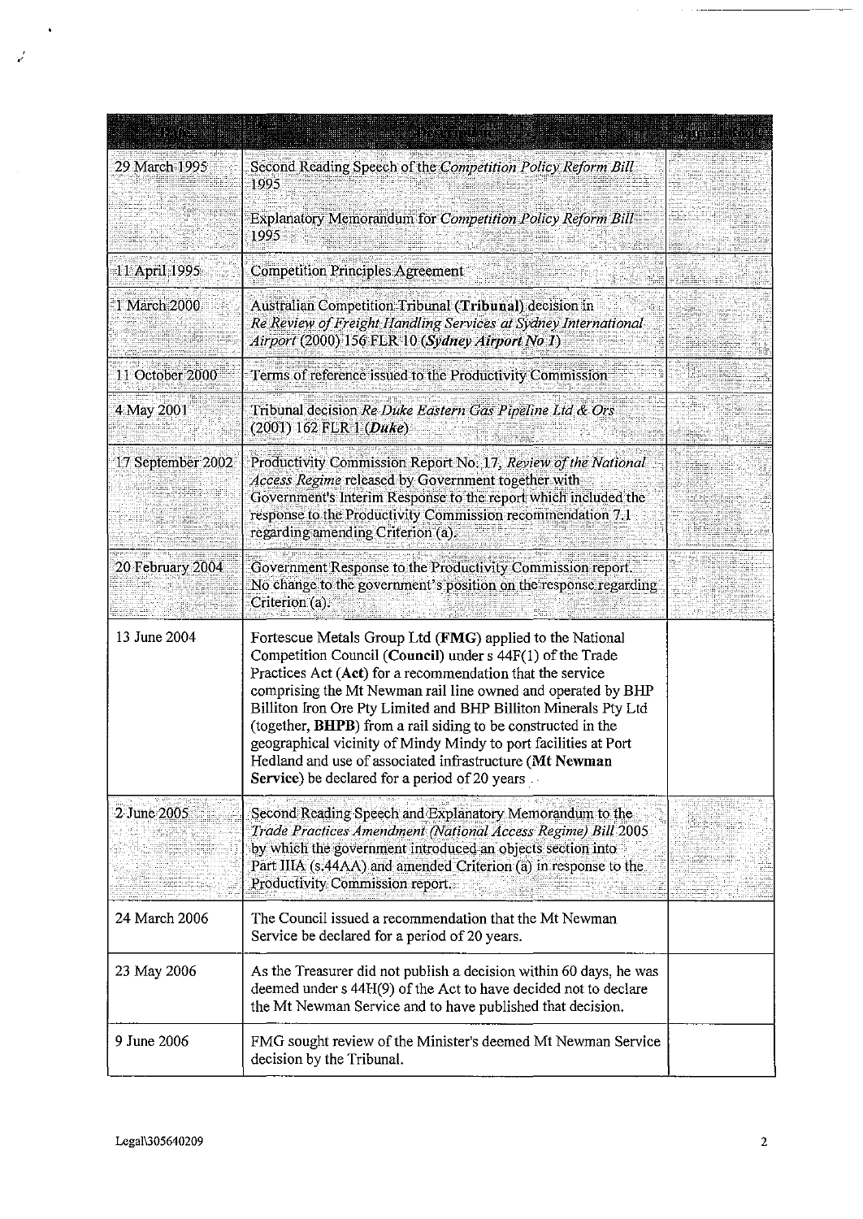| Date | Description | Appeal Book |
|---|---|---|
| 29 March 1995 | Second Reading Speech of the *Competition Policy Reform Bill* 1995<br><br>Explanatory Memorandum for *Competition Policy Reform Bill* 1995 | |
| 11 April 1995 | Competition Principles Agreement | |
| 1 March 2000 | Australian Competition Tribunal (**Tribunal**) decision in *Re Review of Freight Handling Services at Sydney International Airport* (2000) 156 FLR 10 (***Sydney Airport No 1***) | |
| 11 October 2000 | Terms of reference issued to the Productivity Commission | |
| 4 May 2001 | Tribunal decision *Re Duke Eastern Gas Pipeline Ltd & Ors* (2001) 162 FLR 1 (***Duke***) | |
| 17 September 2002 | Productivity Commission Report No. 17, *Review of the National Access Regime* released by Government together with Government's Interim Response to the report which included the response to the Productivity Commission recommendation 7.1 regarding amending Criterion (a). | |
| 20 February 2004 | Government Response to the Productivity Commission report. No change to the government's position on the response regarding Criterion (a). | |
| 13 June 2004 | Fortescue Metals Group Ltd (**FMG**) applied to the National Competition Council (**Council**) under s 44F(1) of the Trade Practices Act (**Act**) for a recommendation that the service comprising the Mt Newman rail line owned and operated by BHP Billiton Iron Ore Pty Limited and BHP Billiton Minerals Pty Ltd (together, **BHPB**) from a rail siding to be constructed in the geographical vicinity of Mindy Mindy to port facilities at Port Hedland and use of associated infrastructure (**Mt Newman Service**) be declared for a period of 20 years . | |
| 2 June 2005 | Second Reading Speech and Explanatory Memorandum to the *Trade Practices Amendment (National Access Regime) Bill* 2005 by which the government introduced an objects section into Part IIIA (s.44AA) and amended Criterion (a) in response to the Productivity Commission report. | |
| 24 March 2006 | The Council issued a recommendation that the Mt Newman Service be declared for a period of 20 years. | |
| 23 May 2006 | As the Treasurer did not publish a decision within 60 days, he was deemed under s 44H(9) of the Act to have decided not to declare the Mt Newman Service and to have published that decision. | |
| 9 June 2006 | FMG sought review of the Minister's deemed Mt Newman Service decision by the Tribunal. | |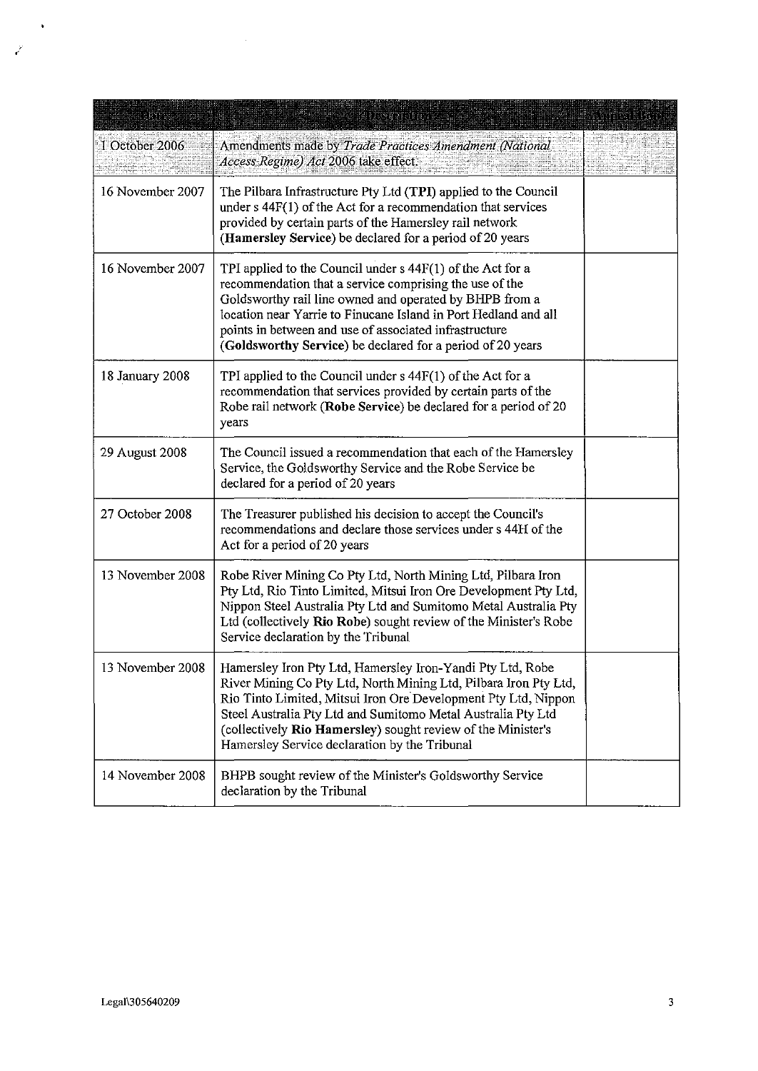| Date | Description | Atlas Ref |
|---|---|---|
| 1 October 2006 | Amendments made by *Trade Practices Amendment (National Access Regime) Act* 2006 take effect. | |
| 16 November 2007 | The Pilbara Infrastructure Pty Ltd (**TPI**) applied to the Council under s 44F(1) of the Act for a recommendation that services provided by certain parts of the Hamersley rail network (**Hamersley Service**) be declared for a period of 20 years | |
| 16 November 2007 | TPI applied to the Council under s 44F(1) of the Act for a recommendation that a service comprising the use of the Goldsworthy rail line owned and operated by BHPB from a location near Yarrie to Finucane Island in Port Hedland and all points in between and use of associated infrastructure (**Goldsworthy Service**) be declared for a period of 20 years | |
| 18 January 2008 | TPI applied to the Council under s 44F(1) of the Act for a recommendation that services provided by certain parts of the Robe rail network (**Robe Service**) be declared for a period of 20 years | |
| 29 August 2008 | The Council issued a recommendation that each of the Hamersley Service, the Goldsworthy Service and the Robe Service be declared for a period of 20 years | |
| 27 October 2008 | The Treasurer published his decision to accept the Council's recommendations and declare those services under s 44H of the Act for a period of 20 years | |
| 13 November 2008 | Robe River Mining Co Pty Ltd, North Mining Ltd, Pilbara Iron Pty Ltd, Rio Tinto Limited, Mitsui Iron Ore Development Pty Ltd, Nippon Steel Australia Pty Ltd and Sumitomo Metal Australia Pty Ltd (collectively **Rio Robe**) sought review of the Minister's Robe Service declaration by the Tribunal | |
| 13 November 2008 | Hamersley Iron Pty Ltd, Hamersley Iron-Yandi Pty Ltd, Robe River Mining Co Pty Ltd, North Mining Ltd, Pilbara Iron Pty Ltd, Rio Tinto Limited, Mitsui Iron Ore Development Pty Ltd, Nippon Steel Australia Pty Ltd and Sumitomo Metal Australia Pty Ltd (collectively **Rio Hamersley**) sought review of the Minister's Hamersley Service declaration by the Tribunal | |
| 14 November 2008 | BHPB sought review of the Minister's Goldsworthy Service declaration by the Tribunal | |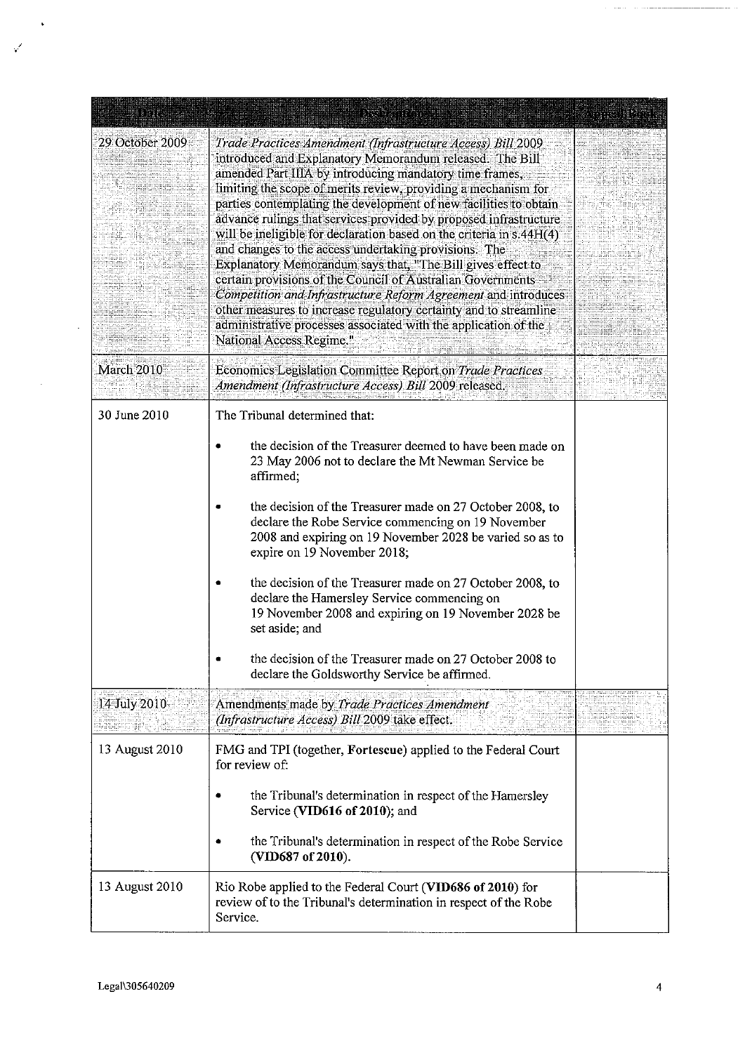| Date | Description | Appeal Book |
| --- | --- | --- |
| 29 October 2009 | *Trade Practices Amendment (Infrastructure Access) Bill* 2009 introduced and Explanatory Memorandum released. The Bill amended Part IIIA by introducing mandatory time frames, limiting the scope of merits review, providing a mechanism for parties contemplating the development of new facilities to obtain advance rulings that services provided by proposed infrastructure will be ineligible for declaration based on the criteria in s.44H(4) and changes to the access undertaking provisions. The Explanatory Memorandum says that, "The Bill gives effect to certain provisions of the Council of Australian Governments *Competition and Infrastructure Reform Agreement* and introduces other measures to increase regulatory certainty and to streamline administrative processes associated with the application of the National Access Regime." | |
| March 2010 | Economics Legislation Committee Report on *Trade Practices Amendment (Infrastructure Access) Bill* 2009 released. | |
| 30 June 2010 | The Tribunal determined that:<br>• the decision of the Treasurer deemed to have been made on 23 May 2006 not to declare the Mt Newman Service be affirmed;<br>• the decision of the Treasurer made on 27 October 2008, to declare the Robe Service commencing on 19 November 2008 and expiring on 19 November 2028 be varied so as to expire on 19 November 2018;<br>• the decision of the Treasurer made on 27 October 2008, to declare the Hamersley Service commencing on 19 November 2008 and expiring on 19 November 2028 be set aside; and<br>• the decision of the Treasurer made on 27 October 2008 to declare the Goldsworthy Service be affirmed. | |
| 14 July 2010 | Amendments made by *Trade Practices Amendment (Infrastructure Access) Bill* 2009 take effect. | |
| 13 August 2010 | FMG and TPI (together, **Fortescue**) applied to the Federal Court for review of:<br>• the Tribunal's determination in respect of the Hamersley Service (**VID616 of 2010**); and<br>• the Tribunal's determination in respect of the Robe Service (**VID687 of 2010**). | |
| 13 August 2010 | Rio Robe applied to the Federal Court (**VID686 of 2010**) for review of to the Tribunal's determination in respect of the Robe Service. | |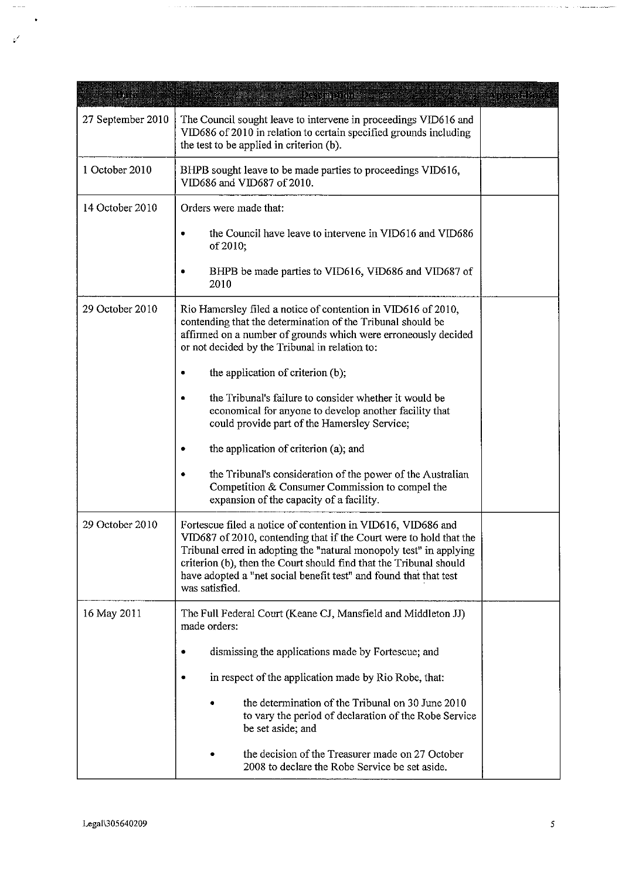| Date | Description | Appeal Book |
|---|---|---|
| 27 September 2010 | The Council sought leave to intervene in proceedings VID616 and VID686 of 2010 in relation to certain specified grounds including the test to be applied in criterion (b). | |
| 1 October 2010 | BHPB sought leave to be made parties to proceedings VID616, VID686 and VID687 of 2010. | |
| 14 October 2010 | Orders were made that:<br>• the Council have leave to intervene in VID616 and VID686 of 2010;<br>• BHPB be made parties to VID616, VID686 and VID687 of 2010 | |
| 29 October 2010 | Rio Hamersley filed a notice of contention in VID616 of 2010, contending that the determination of the Tribunal should be affirmed on a number of grounds which were erroneously decided or not decided by the Tribunal in relation to:<br>• the application of criterion (b);<br>• the Tribunal's failure to consider whether it would be economical for anyone to develop another facility that could provide part of the Hamersley Service;<br>• the application of criterion (a); and<br>• the Tribunal's consideration of the power of the Australian Competition & Consumer Commission to compel the expansion of the capacity of a facility. | |
| 29 October 2010 | Fortescue filed a notice of contention in VID616, VID686 and VID687 of 2010, contending that if the Court were to hold that the Tribunal erred in adopting the "natural monopoly test" in applying criterion (b), then the Court should find that the Tribunal should have adopted a "net social benefit test" and found that that test was satisfied. | |
| 16 May 2011 | The Full Federal Court (Keane CJ, Mansfield and Middleton JJ) made orders:<br>• dismissing the applications made by Fortescue; and<br>• in respect of the application made by Rio Robe, that:<br>&nbsp;&nbsp;&nbsp;&nbsp;• the determination of the Tribunal on 30 June 2010 to vary the period of declaration of the Robe Service be set aside; and<br>&nbsp;&nbsp;&nbsp;&nbsp;• the decision of the Treasurer made on 27 October 2008 to declare the Robe Service be set aside. | |

Legal\305640209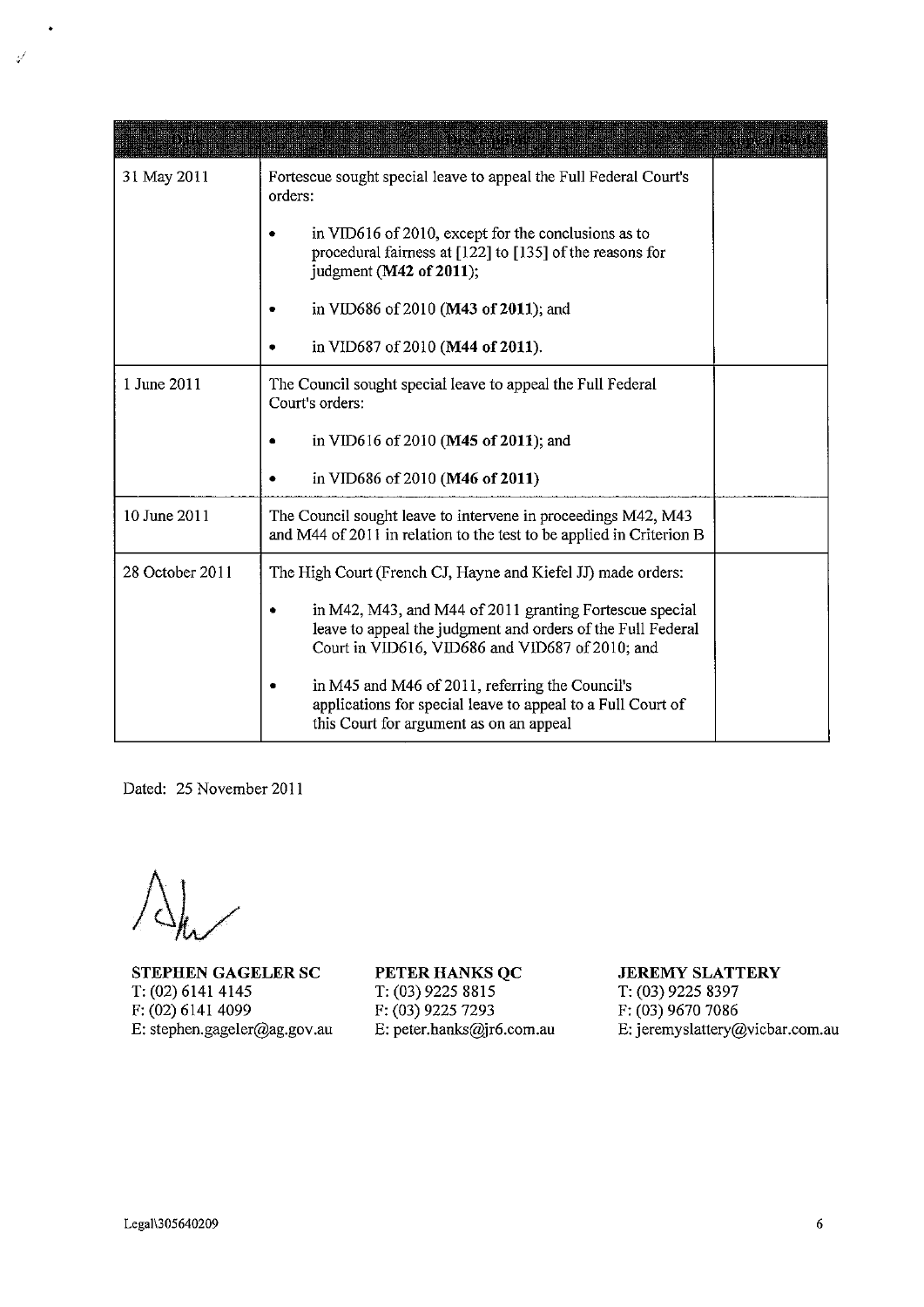| Date | Description | Appeal Book |
|---|---|---|
| 31 May 2011 | Fortescue sought special leave to appeal the Full Federal Court's orders:<br>• in VID616 of 2010, except for the conclusions as to procedural fairness at [122] to [135] of the reasons for judgment (**M42 of 2011**);<br>• in VID686 of 2010 (**M43 of 2011**); and<br>• in VID687 of 2010 (**M44 of 2011**). | |
| 1 June 2011 | The Council sought special leave to appeal the Full Federal Court's orders:<br>• in VID616 of 2010 (**M45 of 2011**); and<br>• in VID686 of 2010 (**M46 of 2011**) | |
| 10 June 2011 | The Council sought leave to intervene in proceedings M42, M43 and M44 of 2011 in relation to the test to be applied in Criterion B | |
| 28 October 2011 | The High Court (French CJ, Hayne and Kiefel JJ) made orders:<br>• in M42, M43, and M44 of 2011 granting Fortescue special leave to appeal the judgment and orders of the Full Federal Court in VID616, VID686 and VID687 of 2010; and<br>• in M45 and M46 of 2011, referring the Council's applications for special leave to appeal to a Full Court of this Court for argument as on an appeal | |

Dated: 25 November 2011

**STEPHEN GAGELER SC**
T: (02) 6141 4145
F: (02) 6141 4099
E: stephen.gageler@ag.gov.au

**PETER HANKS QC**
T: (03) 9225 8815
F: (03) 9225 7293
E: peter.hanks@jr6.com.au

**JEREMY SLATTERY**
T: (03) 9225 8397
F: (03) 9670 7086
E: jeremyslattery@vicbar.com.au

Legal\305640209